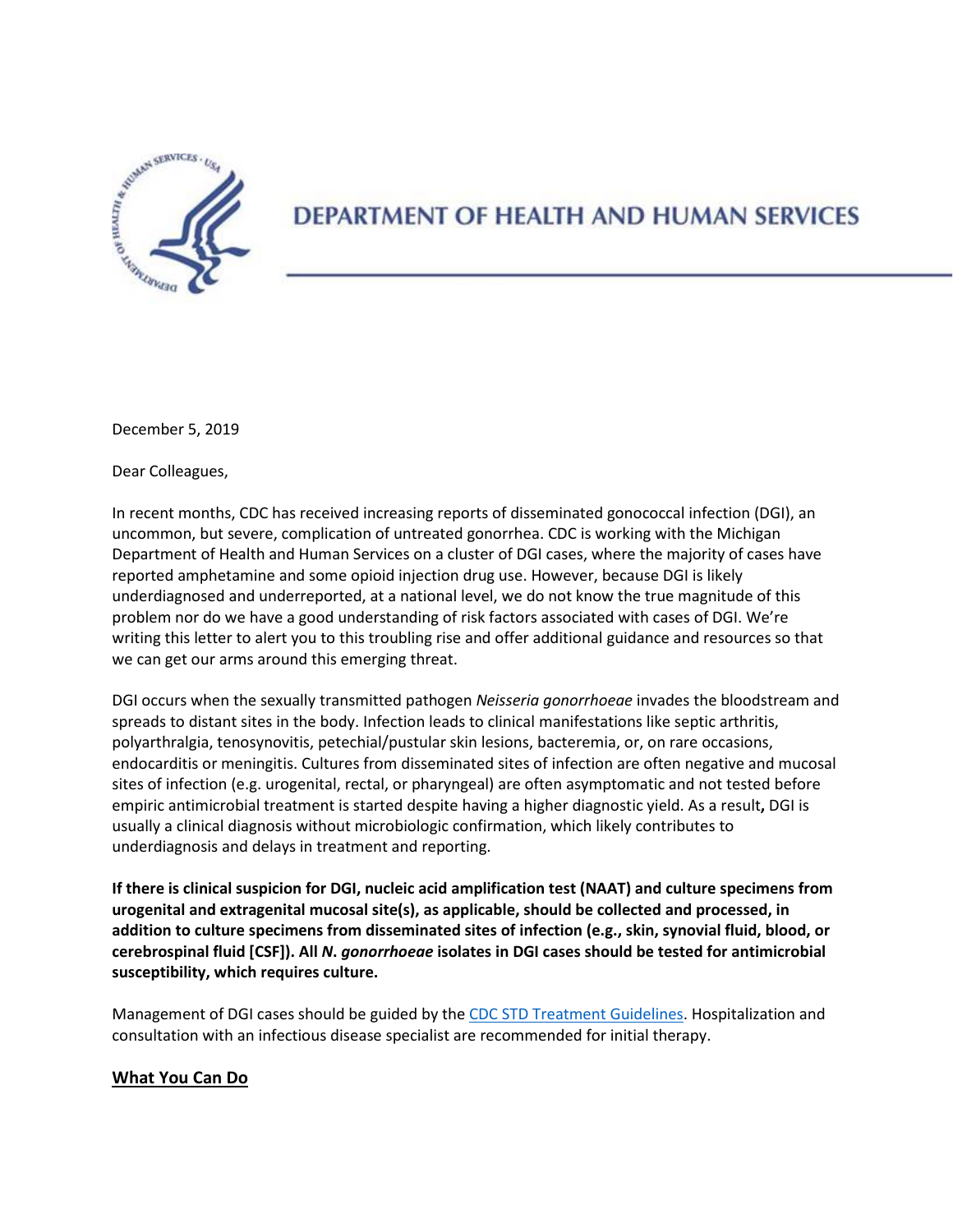# DEPARTMENT OF HEALTH AND HUMAN SERVICES

December 5, 2019

Dear Colleagues,

In recent months, CDC has received increasing reports of disseminated gonococcal infection (DGI), an uncommon, but severe, complication of untreated gonorrhea. CDC is working with the Michigan Department of Health and Human Services on a cluster of DGI cases, where the majority of cases have reported amphetamine and some opioid injection drug use. However, because DGI is likely underdiagnosed and underreported, at a national level, we do not know the true magnitude of this problem nor do we have a good understanding of risk factors associated with cases of DGI. We're writing this letter to alert you to this troubling rise and offer additional guidance and resources so that we can get our arms around this emerging threat.

DGI occurs when the sexually transmitted pathogen *Neisseria gonorrhoeae* invades the bloodstream and spreads to distant sites in the body. Infection leads to clinical manifestations like septic arthritis, polyarthralgia, tenosynovitis, petechial/pustular skin lesions, bacteremia, or, on rare occasions, endocarditis or meningitis. Cultures from disseminated sites of infection are often negative and mucosal sites of infection (e.g. urogenital, rectal, or pharyngeal) are often asymptomatic and not tested before empiric antimicrobial treatment is started despite having a higher diagnostic yield. As a result**,** DGI is usually a clinical diagnosis without microbiologic confirmation, which likely contributes to underdiagnosis and delays in treatment and reporting.

**If there is clinical suspicion for DGI, nucleic acid amplification test (NAAT) and culture specimens from urogenital and extragenital mucosal site(s), as applicable, should be collected and processed, in addition to culture specimens from disseminated sites of infection (e.g., skin, synovial fluid, blood, or cerebrospinal fluid [CSF]). All *N. gonorrhoeae* isolates in DGI cases should be tested for antimicrobial susceptibility, which requires culture.**

Management of DGI cases should be guided by the CDC STD Treatment Guidelines. Hospitalization and consultation with an infectious disease specialist are recommended for initial therapy.

## What You Can Do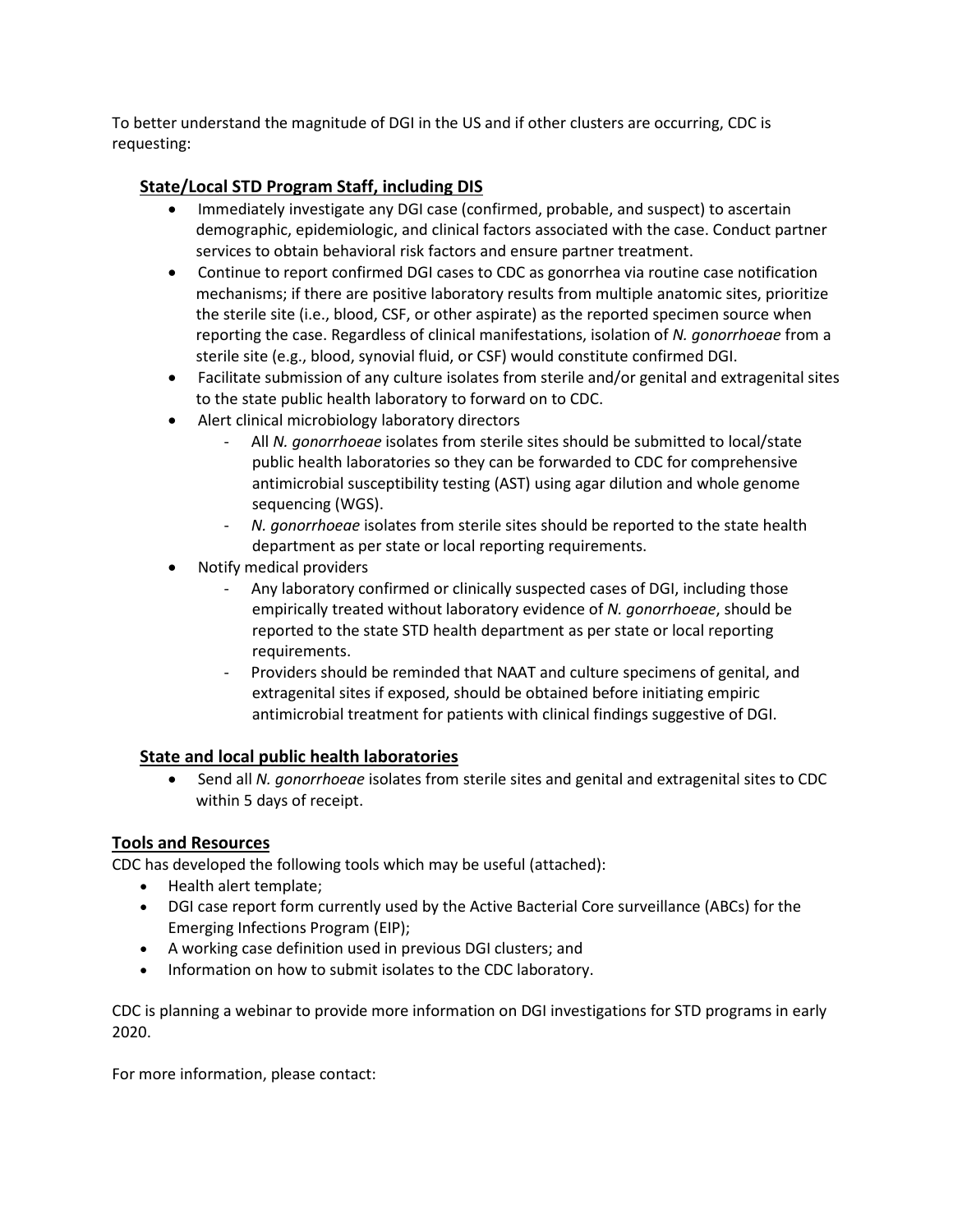To better understand the magnitude of DGI in the US and if other clusters are occurring, CDC is requesting:

### State/Local STD Program Staff, including DIS

- Immediately investigate any DGI case (confirmed, probable, and suspect) to ascertain demographic, epidemiologic, and clinical factors associated with the case. Conduct partner services to obtain behavioral risk factors and ensure partner treatment.
- Continue to report confirmed DGI cases to CDC as gonorrhea via routine case notification mechanisms; if there are positive laboratory results from multiple anatomic sites, prioritize the sterile site (i.e., blood, CSF, or other aspirate) as the reported specimen source when reporting the case. Regardless of clinical manifestations, isolation of *N. gonorrhoeae* from a sterile site (e.g., blood, synovial fluid, or CSF) would constitute confirmed DGI.
- Facilitate submission of any culture isolates from sterile and/or genital and extragenital sites to the state public health laboratory to forward on to CDC.
- Alert clinical microbiology laboratory directors
    - All *N. gonorrhoeae* isolates from sterile sites should be submitted to local/state public health laboratories so they can be forwarded to CDC for comprehensive antimicrobial susceptibility testing (AST) using agar dilution and whole genome sequencing (WGS).
    - *N. gonorrhoeae* isolates from sterile sites should be reported to the state health department as per state or local reporting requirements.
- Notify medical providers
    - Any laboratory confirmed or clinically suspected cases of DGI, including those empirically treated without laboratory evidence of *N. gonorrhoeae*, should be reported to the state STD health department as per state or local reporting requirements.
    - Providers should be reminded that NAAT and culture specimens of genital, and extragenital sites if exposed, should be obtained before initiating empiric antimicrobial treatment for patients with clinical findings suggestive of DGI.

### State and local public health laboratories

- Send all *N. gonorrhoeae* isolates from sterile sites and genital and extragenital sites to CDC within 5 days of receipt.

## Tools and Resources

CDC has developed the following tools which may be useful (attached):

- Health alert template;
- DGI case report form currently used by the Active Bacterial Core surveillance (ABCs) for the Emerging Infections Program (EIP);
- A working case definition used in previous DGI clusters; and
- Information on how to submit isolates to the CDC laboratory.

CDC is planning a webinar to provide more information on DGI investigations for STD programs in early 2020.

For more information, please contact: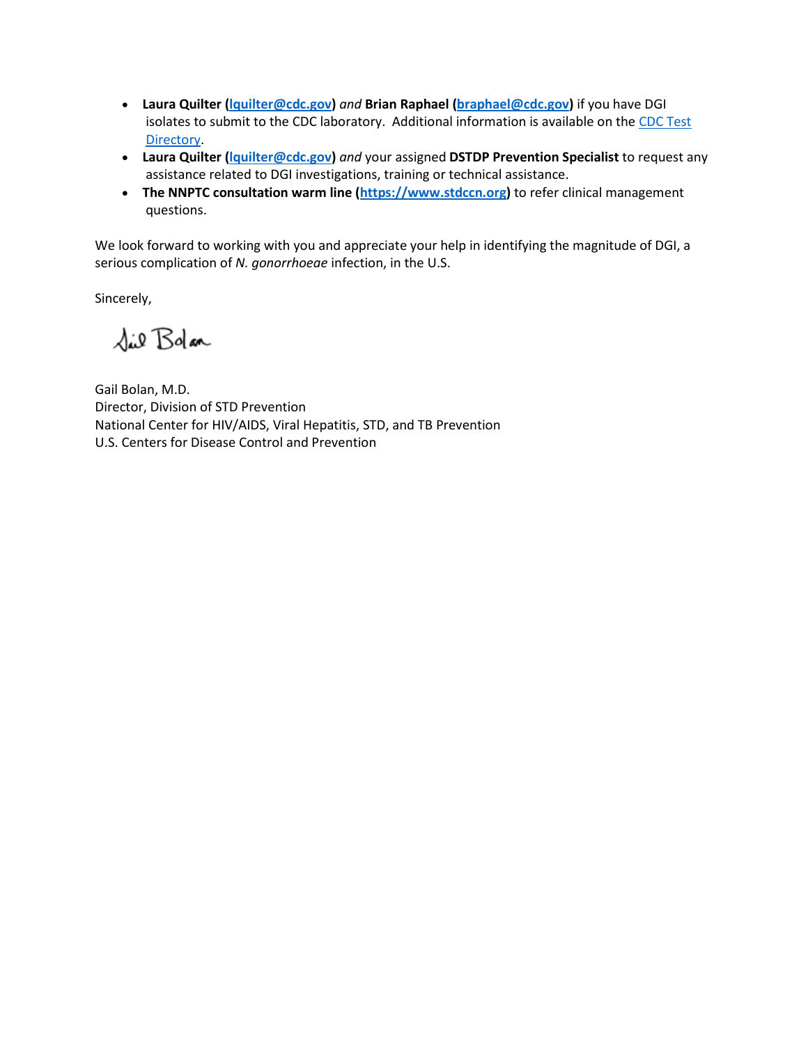- **Laura Quilter (lquilter@cdc.gov)** *and* **Brian Raphael (braphael@cdc.gov)** if you have DGI isolates to submit to the CDC laboratory. Additional information is available on the CDC Test Directory.
- **Laura Quilter (lquilter@cdc.gov)** *and* your assigned **DSTDP Prevention Specialist** to request any assistance related to DGI investigations, training or technical assistance.
- **The NNPTC consultation warm line (https://www.stdccn.org)** to refer clinical management questions.

We look forward to working with you and appreciate your help in identifying the magnitude of DGI, a serious complication of *N. gonorrhoeae* infection, in the U.S.

Sincerely,

Gail Bolan

Gail Bolan, M.D.
Director, Division of STD Prevention
National Center for HIV/AIDS, Viral Hepatitis, STD, and TB Prevention
U.S. Centers for Disease Control and Prevention